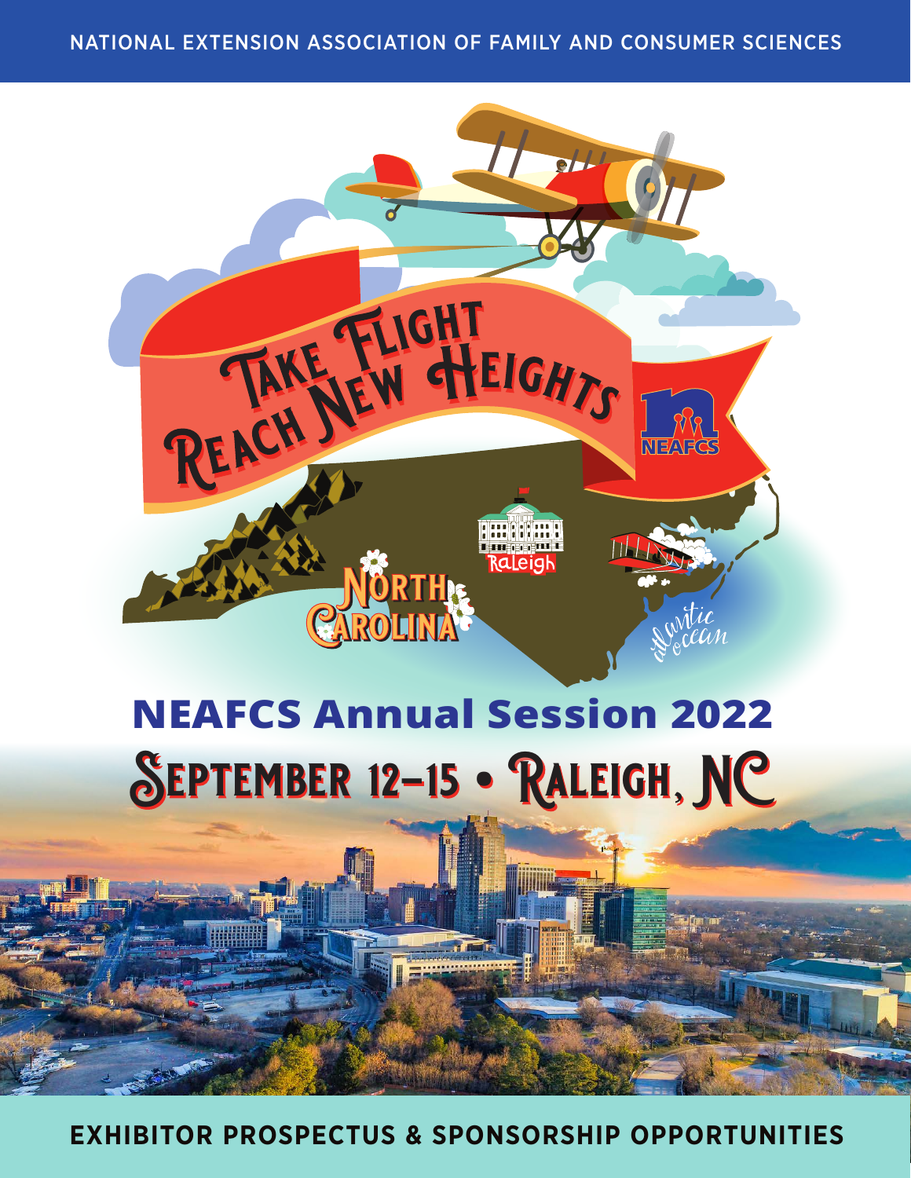NATIONAL EXTENSION ASSOCIATION OF FAMILY AND CONSUMER SCIENCES

Take Flight Reach New Heights

# NEAFCS Annual Session 2022

## September 12–15 • Raleigh, NC

**EXHIBITOR PROSPECTUS & SPONSORSHIP OPPORTUNITIES**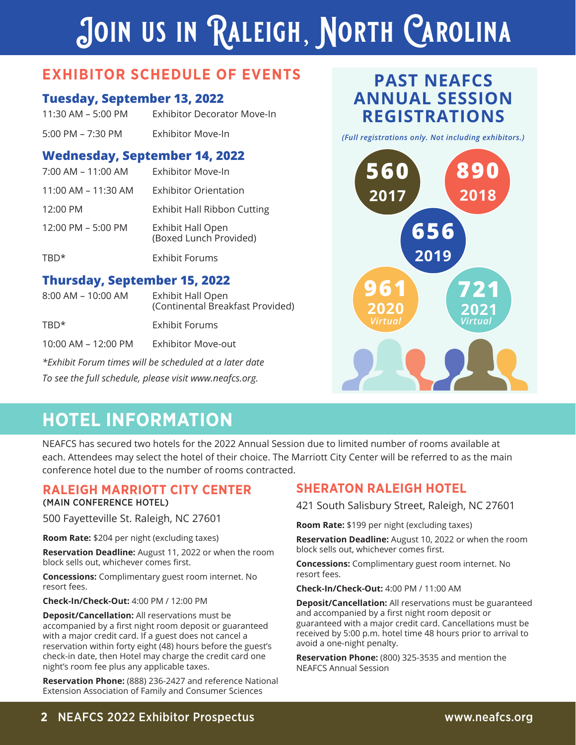# Join us in Raleigh, North Carolina

## EXHIBITOR SCHEDULE OF EVENTS

### Tuesday, September 13, 2022

| | |
|---|---|
| 11:30 AM – 5:00 PM | Exhibitor Decorator Move-In |
| 5:00 PM – 7:30 PM | Exhibitor Move-In |

### Wednesday, September 14, 2022

| | |
|---|---|
| 7:00 AM – 11:00 AM | Exhibitor Move-In |
| 11:00 AM – 11:30 AM | Exhibitor Orientation |
| 12:00 PM | Exhibit Hall Ribbon Cutting |
| 12:00 PM – 5:00 PM | Exhibit Hall Open (Boxed Lunch Provided) |
| TBD* | Exhibit Forums |

### Thursday, September 15, 2022

| | |
|---|---|
| 8:00 AM – 10:00 AM | Exhibit Hall Open (Continental Breakfast Provided) |
| TBD* | Exhibit Forums |
| 10:00 AM – 12:00 PM | Exhibitor Move-out |

*\*Exhibit Forum times will be scheduled at a later date*

*To see the full schedule, please visit www.neafcs.org.*

## PAST NEAFCS ANNUAL SESSION REGISTRATIONS

*(Full registrations only. Not including exhibitors.)*

- **560** – 2017
- **890** – 2018
- **656** – 2019
- **961** – 2020 *Virtual*
- **721** – 2021 *Virtual*

## HOTEL INFORMATION

NEAFCS has secured two hotels for the 2022 Annual Session due to limited number of rooms available at each. Attendees may select the hotel of their choice. The Marriott City Center will be referred to as the main conference hotel due to the number of rooms contracted.

### RALEIGH MARRIOTT CITY CENTER
**(MAIN CONFERENCE HOTEL)**

500 Fayetteville St. Raleigh, NC 27601

**Room Rate:** $204 per night (excluding taxes)

**Reservation Deadline:** August 11, 2022 or when the room block sells out, whichever comes first.

**Concessions:** Complimentary guest room internet. No resort fees.

**Check-In/Check-Out:** 4:00 PM / 12:00 PM

**Deposit/Cancellation:** All reservations must be accompanied by a first night room deposit or guaranteed with a major credit card. If a guest does not cancel a reservation within forty eight (48) hours before the guest's check-in date, then Hotel may charge the credit card one night's room fee plus any applicable taxes.

**Reservation Phone:** (888) 236-2427 and reference National Extension Association of Family and Consumer Sciences

### SHERATON RALEIGH HOTEL

421 South Salisbury Street, Raleigh, NC 27601

**Room Rate:** $199 per night (excluding taxes)

**Reservation Deadline:** August 10, 2022 or when the room block sells out, whichever comes first.

**Concessions:** Complimentary guest room internet. No resort fees.

**Check-In/Check-Out:** 4:00 PM / 11:00 AM

**Deposit/Cancellation:** All reservations must be guaranteed and accompanied by a first night room deposit or guaranteed with a major credit card. Cancellations must be received by 5:00 p.m. hotel time 48 hours prior to arrival to avoid a one-night penalty.

**Reservation Phone:** (800) 325-3535 and mention the NEAFCS Annual Session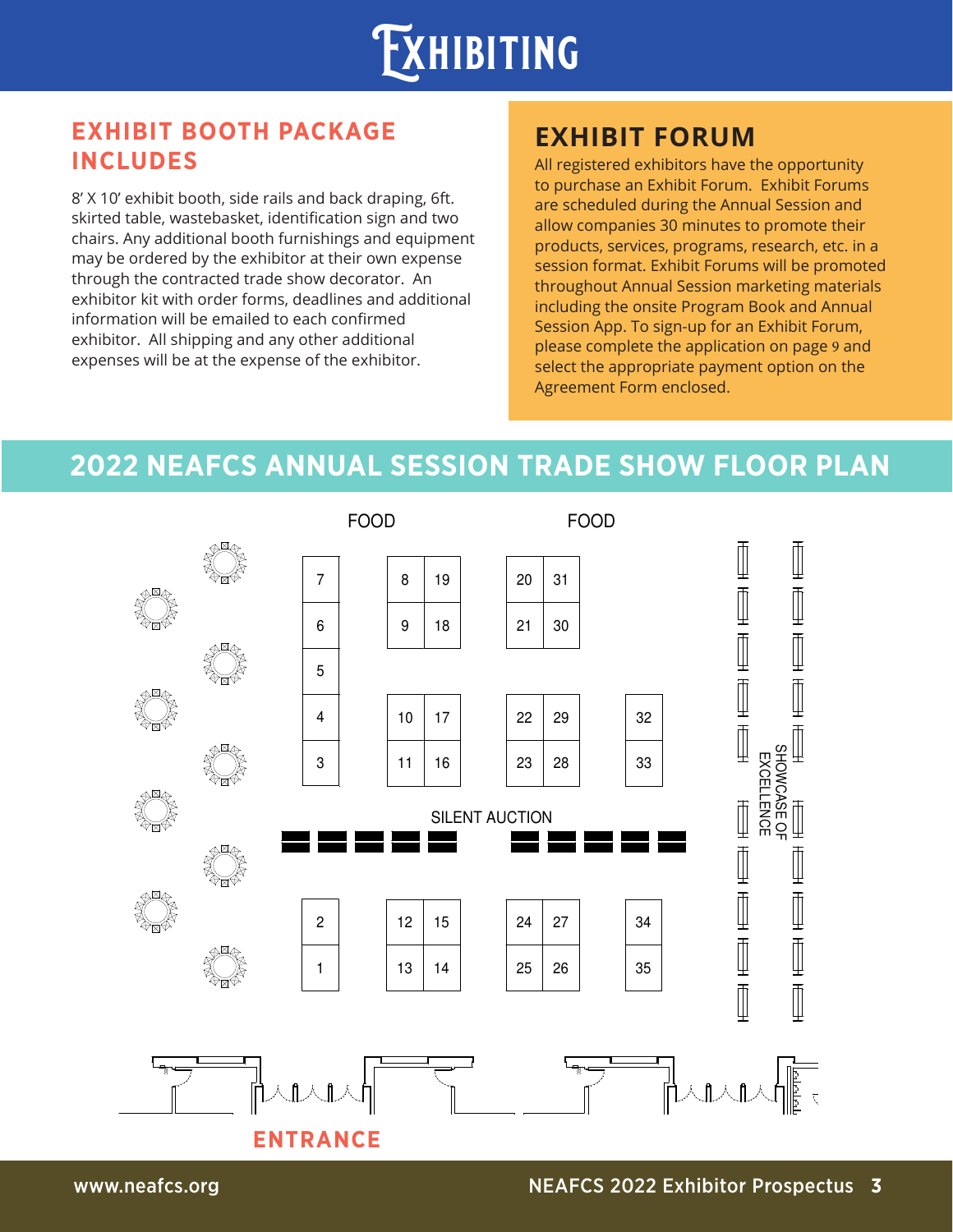# Exhibiting

## EXHIBIT BOOTH PACKAGE INCLUDES

8' X 10' exhibit booth, side rails and back draping, 6ft. skirted table, wastebasket, identification sign and two chairs. Any additional booth furnishings and equipment may be ordered by the exhibitor at their own expense through the contracted trade show decorator. An exhibitor kit with order forms, deadlines and additional information will be emailed to each confirmed exhibitor. All shipping and any other additional expenses will be at the expense of the exhibitor.

## EXHIBIT FORUM

All registered exhibitors have the opportunity to purchase an Exhibit Forum. Exhibit Forums are scheduled during the Annual Session and allow companies 30 minutes to promote their products, services, programs, research, etc. in a session format. Exhibit Forums will be promoted throughout Annual Session marketing materials including the onsite Program Book and Annual Session App. To sign-up for an Exhibit Forum, please complete the application on page 9 and select the appropriate payment option on the Agreement Form enclosed.

## 2022 NEAFCS ANNUAL SESSION TRADE SHOW FLOOR PLAN

FOOD FOOD

7 | 8 19 | 20 31
6 | 9 18 | 21 30
5
4 | 10 17 | 22 29 | 32
3 | 11 16 | 23 28 | 33

SILENT AUCTION

SHOWCASE OF EXCELLENCE

2 | 12 15 | 24 27 | 34
1 | 13 14 | 25 26 | 35

ENTRANCE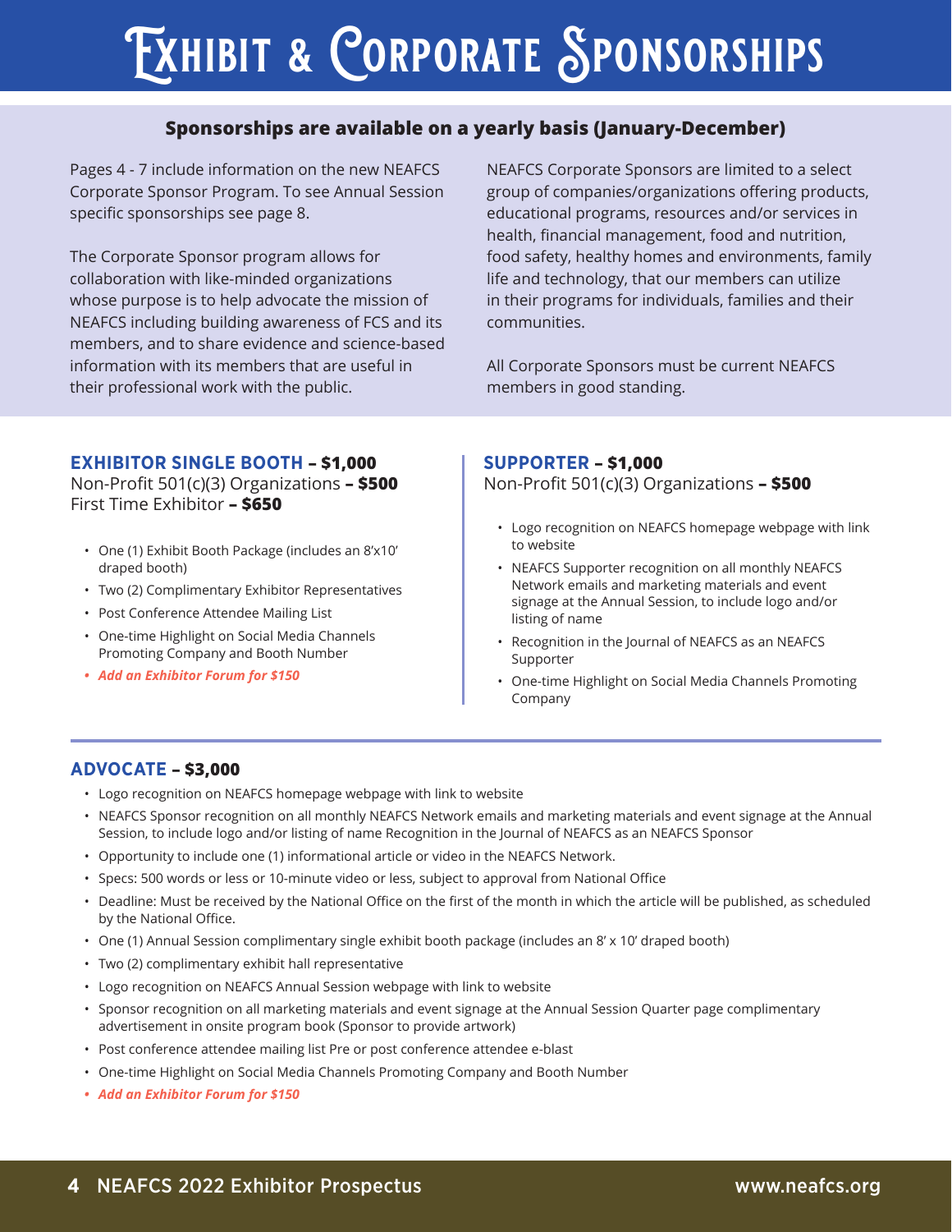# Exhibit & Corporate Sponsorships

**Sponsorships are available on a yearly basis (January-December)**

Pages 4 - 7 include information on the new NEAFCS Corporate Sponsor Program. To see Annual Session specific sponsorships see page 8.

The Corporate Sponsor program allows for collaboration with like-minded organizations whose purpose is to help advocate the mission of NEAFCS including building awareness of FCS and its members, and to share evidence and science-based information with its members that are useful in their professional work with the public.

NEAFCS Corporate Sponsors are limited to a select group of companies/organizations offering products, educational programs, resources and/or services in health, financial management, food and nutrition, food safety, healthy homes and environments, family life and technology, that our members can utilize in their programs for individuals, families and their communities.

All Corporate Sponsors must be current NEAFCS members in good standing.

## EXHIBITOR SINGLE BOOTH – $1,000

Non-Profit 501(c)(3) Organizations **– $500**
First Time Exhibitor **– $650**

- One (1) Exhibit Booth Package (includes an 8'x10' draped booth)
- Two (2) Complimentary Exhibitor Representatives
- Post Conference Attendee Mailing List
- One-time Highlight on Social Media Channels Promoting Company and Booth Number
- ***Add an Exhibitor Forum for $150***

## SUPPORTER – $1,000

Non-Profit 501(c)(3) Organizations **– $500**

- Logo recognition on NEAFCS homepage webpage with link to website
- NEAFCS Supporter recognition on all monthly NEAFCS Network emails and marketing materials and event signage at the Annual Session, to include logo and/or listing of name
- Recognition in the Journal of NEAFCS as an NEAFCS Supporter
- One-time Highlight on Social Media Channels Promoting Company

## ADVOCATE – $3,000

- Logo recognition on NEAFCS homepage webpage with link to website
- NEAFCS Sponsor recognition on all monthly NEAFCS Network emails and marketing materials and event signage at the Annual Session, to include logo and/or listing of name Recognition in the Journal of NEAFCS as an NEAFCS Sponsor
- Opportunity to include one (1) informational article or video in the NEAFCS Network.
- Specs: 500 words or less or 10-minute video or less, subject to approval from National Office
- Deadline: Must be received by the National Office on the first of the month in which the article will be published, as scheduled by the National Office.
- One (1) Annual Session complimentary single exhibit booth package (includes an 8' x 10' draped booth)
- Two (2) complimentary exhibit hall representative
- Logo recognition on NEAFCS Annual Session webpage with link to website
- Sponsor recognition on all marketing materials and event signage at the Annual Session Quarter page complimentary advertisement in onsite program book (Sponsor to provide artwork)
- Post conference attendee mailing list Pre or post conference attendee e-blast
- One-time Highlight on Social Media Channels Promoting Company and Booth Number
- ***Add an Exhibitor Forum for $150***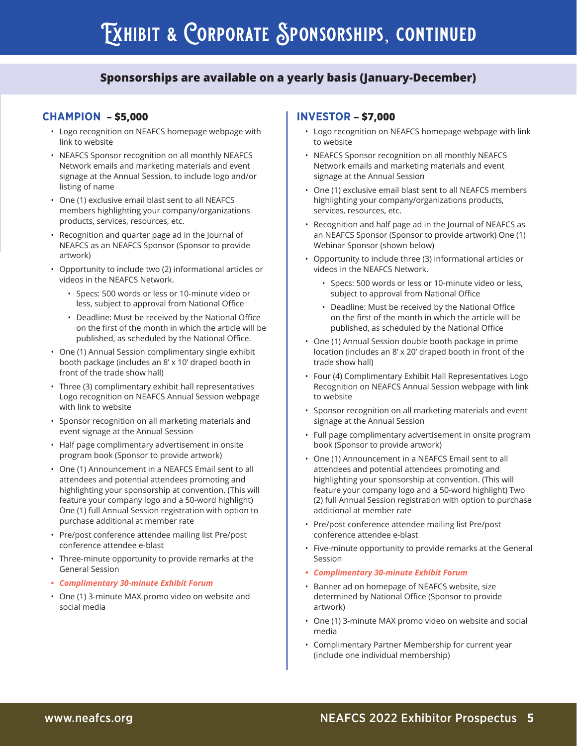# Exhibit & Corporate Sponsorships, continued

**Sponsorships are available on a yearly basis (January-December)**

## CHAMPION – $5,000

- Logo recognition on NEAFCS homepage webpage with link to website
- NEAFCS Sponsor recognition on all monthly NEAFCS Network emails and marketing materials and event signage at the Annual Session, to include logo and/or listing of name
- One (1) exclusive email blast sent to all NEAFCS members highlighting your company/organizations products, services, resources, etc.
- Recognition and quarter page ad in the Journal of NEAFCS as an NEAFCS Sponsor (Sponsor to provide artwork)
- Opportunity to include two (2) informational articles or videos in the NEAFCS Network.
  - Specs: 500 words or less or 10-minute video or less, subject to approval from National Office
  - Deadline: Must be received by the National Office on the first of the month in which the article will be published, as scheduled by the National Office.
- One (1) Annual Session complimentary single exhibit booth package (includes an 8' x 10' draped booth in front of the trade show hall)
- Three (3) complimentary exhibit hall representatives Logo recognition on NEAFCS Annual Session webpage with link to website
- Sponsor recognition on all marketing materials and event signage at the Annual Session
- Half page complimentary advertisement in onsite program book (Sponsor to provide artwork)
- One (1) Announcement in a NEAFCS Email sent to all attendees and potential attendees promoting and highlighting your sponsorship at convention. (This will feature your company logo and a 50-word highlight) One (1) full Annual Session registration with option to purchase additional at member rate
- Pre/post conference attendee mailing list Pre/post conference attendee e-blast
- Three-minute opportunity to provide remarks at the General Session
- ***Complimentary 30-minute Exhibit Forum***
- One (1) 3-minute MAX promo video on website and social media

## INVESTOR – $7,000

- Logo recognition on NEAFCS homepage webpage with link to website
- NEAFCS Sponsor recognition on all monthly NEAFCS Network emails and marketing materials and event signage at the Annual Session
- One (1) exclusive email blast sent to all NEAFCS members highlighting your company/organizations products, services, resources, etc.
- Recognition and half page ad in the Journal of NEAFCS as an NEAFCS Sponsor (Sponsor to provide artwork) One (1) Webinar Sponsor (shown below)
- Opportunity to include three (3) informational articles or videos in the NEAFCS Network.
  - Specs: 500 words or less or 10-minute video or less, subject to approval from National Office
  - Deadline: Must be received by the National Office on the first of the month in which the article will be published, as scheduled by the National Office
- One (1) Annual Session double booth package in prime location (includes an 8' x 20' draped booth in front of the trade show hall)
- Four (4) Complimentary Exhibit Hall Representatives Logo Recognition on NEAFCS Annual Session webpage with link to website
- Sponsor recognition on all marketing materials and event signage at the Annual Session
- Full page complimentary advertisement in onsite program book (Sponsor to provide artwork)
- One (1) Announcement in a NEAFCS Email sent to all attendees and potential attendees promoting and highlighting your sponsorship at convention. (This will feature your company logo and a 50-word highlight) Two (2) full Annual Session registration with option to purchase additional at member rate
- Pre/post conference attendee mailing list Pre/post conference attendee e-blast
- Five-minute opportunity to provide remarks at the General Session
- ***Complimentary 30-minute Exhibit Forum***
- Banner ad on homepage of NEAFCS website, size determined by National Office (Sponsor to provide artwork)
- One (1) 3-minute MAX promo video on website and social media
- Complimentary Partner Membership for current year (include one individual membership)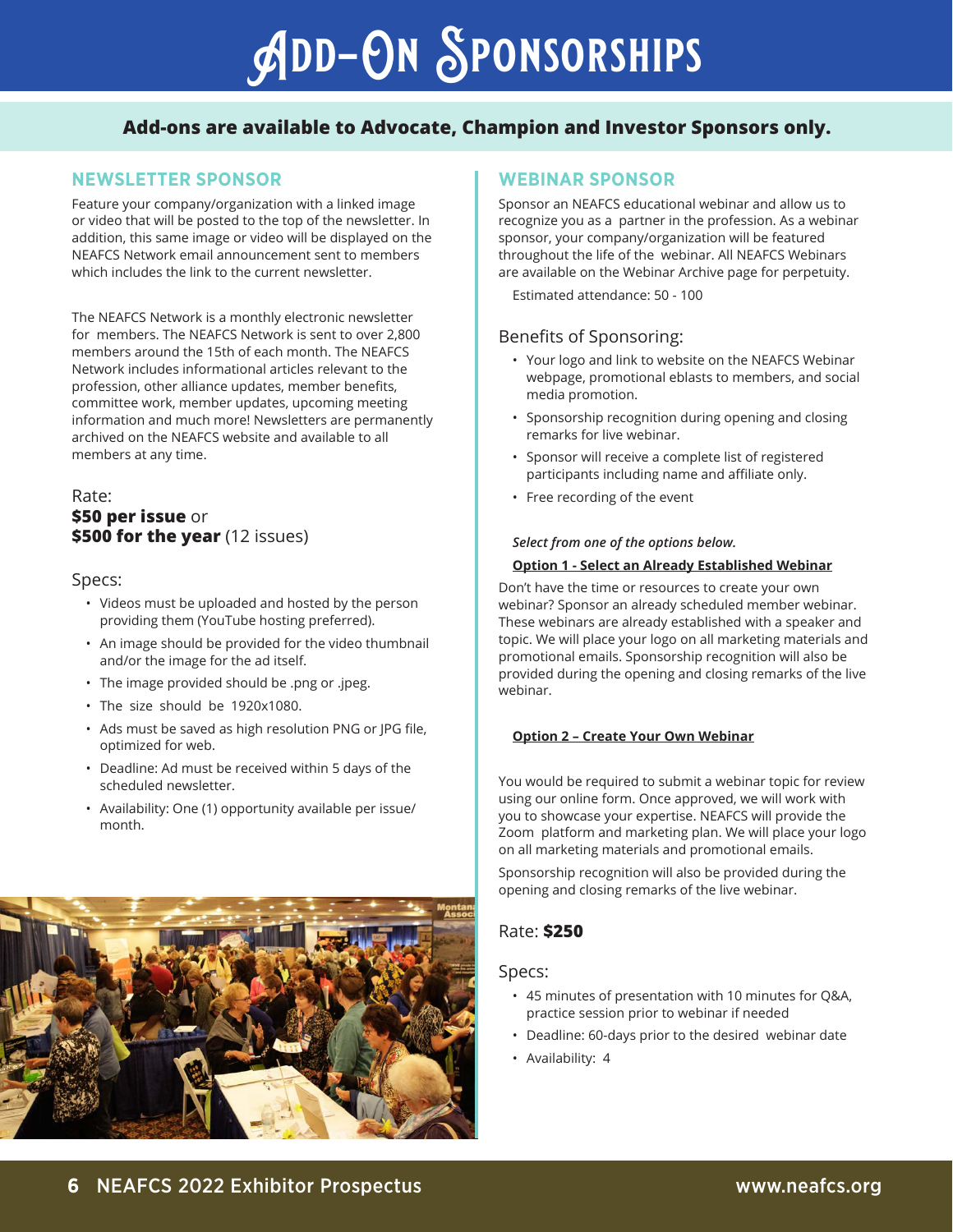# Add-On Sponsorships

**Add-ons are available to Advocate, Champion and Investor Sponsors only.**

## NEWSLETTER SPONSOR

Feature your company/organization with a linked image or video that will be posted to the top of the newsletter. In addition, this same image or video will be displayed on the NEAFCS Network email announcement sent to members which includes the link to the current newsletter.

The NEAFCS Network is a monthly electronic newsletter for members. The NEAFCS Network is sent to over 2,800 members around the 15th of each month. The NEAFCS Network includes informational articles relevant to the profession, other alliance updates, member benefits, committee work, member updates, upcoming meeting information and much more! Newsletters are permanently archived on the NEAFCS website and available to all members at any time.

Rate:
**$50 per issue** or
**$500 for the year** (12 issues)

Specs:

- Videos must be uploaded and hosted by the person providing them (YouTube hosting preferred).
- An image should be provided for the video thumbnail and/or the image for the ad itself.
- The image provided should be .png or .jpeg.
- The size should be 1920x1080.
- Ads must be saved as high resolution PNG or JPG file, optimized for web.
- Deadline: Ad must be received within 5 days of the scheduled newsletter.
- Availability: One (1) opportunity available per issue/month.

## WEBINAR SPONSOR

Sponsor an NEAFCS educational webinar and allow us to recognize you as a partner in the profession. As a webinar sponsor, your company/organization will be featured throughout the life of the webinar. All NEAFCS Webinars are available on the Webinar Archive page for perpetuity.

Estimated attendance: 50 - 100

Benefits of Sponsoring:

- Your logo and link to website on the NEAFCS Webinar webpage, promotional eblasts to members, and social media promotion.
- Sponsorship recognition during opening and closing remarks for live webinar.
- Sponsor will receive a complete list of registered participants including name and affiliate only.
- Free recording of the event

***Select from one of the options below.***

**Option 1 - Select an Already Established Webinar**

Don't have the time or resources to create your own webinar? Sponsor an already scheduled member webinar. These webinars are already established with a speaker and topic. We will place your logo on all marketing materials and promotional emails. Sponsorship recognition will also be provided during the opening and closing remarks of the live webinar.

**Option 2 – Create Your Own Webinar**

You would be required to submit a webinar topic for review using our online form. Once approved, we will work with you to showcase your expertise. NEAFCS will provide the Zoom platform and marketing plan. We will place your logo on all marketing materials and promotional emails.

Sponsorship recognition will also be provided during the opening and closing remarks of the live webinar.

Rate: **$250**

Specs:

- 45 minutes of presentation with 10 minutes for Q&A, practice session prior to webinar if needed
- Deadline: 60-days prior to the desired webinar date
- Availability: 4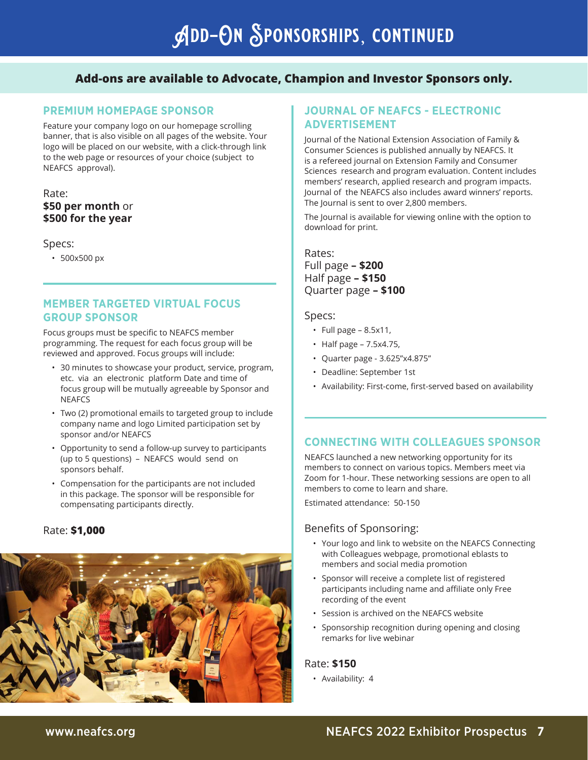# Add-On Sponsorships, continued

**Add-ons are available to Advocate, Champion and Investor Sponsors only.**

## PREMIUM HOMEPAGE SPONSOR

Feature your company logo on our homepage scrolling banner, that is also visible on all pages of the website. Your logo will be placed on our website, with a click-through link to the web page or resources of your choice (subject to NEAFCS approval).

Rate:
**$50 per month** or
**$500 for the year**

Specs:

- 500x500 px

## MEMBER TARGETED VIRTUAL FOCUS GROUP SPONSOR

Focus groups must be specific to NEAFCS member programming. The request for each focus group will be reviewed and approved. Focus groups will include:

- 30 minutes to showcase your product, service, program, etc. via an electronic platform Date and time of focus group will be mutually agreeable by Sponsor and NEAFCS
- Two (2) promotional emails to targeted group to include company name and logo Limited participation set by sponsor and/or NEAFCS
- Opportunity to send a follow-up survey to participants (up to 5 questions) – NEAFCS would send on sponsors behalf.
- Compensation for the participants are not included in this package. The sponsor will be responsible for compensating participants directly.

Rate: **$1,000**

## JOURNAL OF NEAFCS - ELECTRONIC ADVERTISEMENT

Journal of the National Extension Association of Family & Consumer Sciences is published annually by NEAFCS. It is a refereed journal on Extension Family and Consumer Sciences research and program evaluation. Content includes members' research, applied research and program impacts. Journal of the NEAFCS also includes award winners' reports. The Journal is sent to over 2,800 members.

The Journal is available for viewing online with the option to download for print.

Rates:
Full page **– $200**
Half page **– $150**
Quarter page **– $100**

Specs:

- Full page – 8.5x11,
- Half page – 7.5x4.75,
- Quarter page - 3.625"x4.875"
- Deadline: September 1st
- Availability: First-come, first-served based on availability

## CONNECTING WITH COLLEAGUES SPONSOR

NEAFCS launched a new networking opportunity for its members to connect on various topics. Members meet via Zoom for 1-hour. These networking sessions are open to all members to come to learn and share.

Estimated attendance: 50-150

Benefits of Sponsoring:

- Your logo and link to website on the NEAFCS Connecting with Colleagues webpage, promotional eblasts to members and social media promotion
- Sponsor will receive a complete list of registered participants including name and affiliate only Free recording of the event
- Session is archived on the NEAFCS website
- Sponsorship recognition during opening and closing remarks for live webinar

Rate: **$150**

- Availability: 4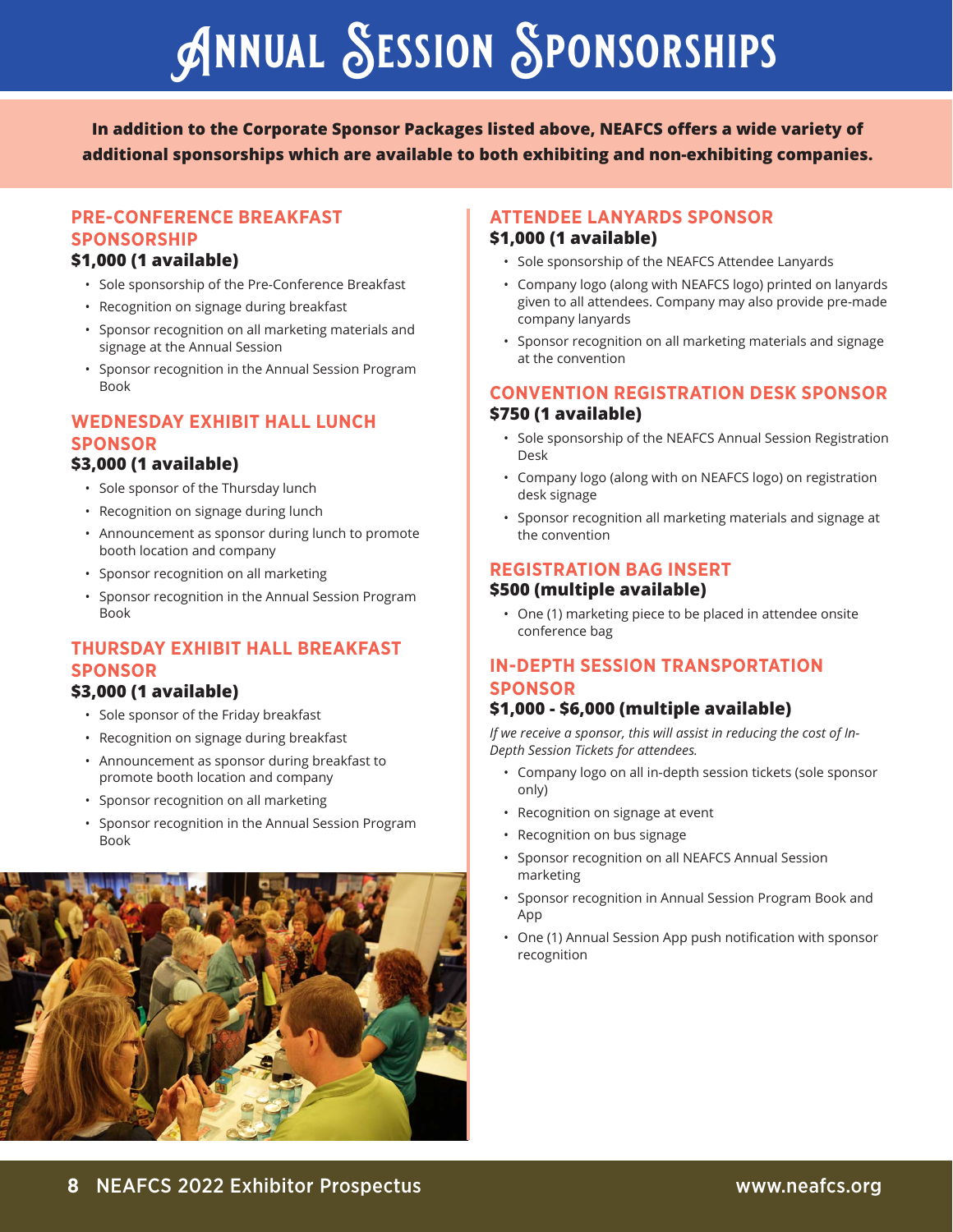# Annual Session Sponsorships

**In addition to the Corporate Sponsor Packages listed above, NEAFCS offers a wide variety of additional sponsorships which are available to both exhibiting and non-exhibiting companies.**

## PRE-CONFERENCE BREAKFAST SPONSORSHIP

**$1,000 (1 available)**

- Sole sponsorship of the Pre-Conference Breakfast
- Recognition on signage during breakfast
- Sponsor recognition on all marketing materials and signage at the Annual Session
- Sponsor recognition in the Annual Session Program Book

## WEDNESDAY EXHIBIT HALL LUNCH SPONSOR

**$3,000 (1 available)**

- Sole sponsor of the Thursday lunch
- Recognition on signage during lunch
- Announcement as sponsor during lunch to promote booth location and company
- Sponsor recognition on all marketing
- Sponsor recognition in the Annual Session Program Book

## THURSDAY EXHIBIT HALL BREAKFAST SPONSOR

**$3,000 (1 available)**

- Sole sponsor of the Friday breakfast
- Recognition on signage during breakfast
- Announcement as sponsor during breakfast to promote booth location and company
- Sponsor recognition on all marketing
- Sponsor recognition in the Annual Session Program Book

## ATTENDEE LANYARDS SPONSOR

**$1,000 (1 available)**

- Sole sponsorship of the NEAFCS Attendee Lanyards
- Company logo (along with NEAFCS logo) printed on lanyards given to all attendees. Company may also provide pre-made company lanyards
- Sponsor recognition on all marketing materials and signage at the convention

## CONVENTION REGISTRATION DESK SPONSOR

**$750 (1 available)**

- Sole sponsorship of the NEAFCS Annual Session Registration Desk
- Company logo (along with on NEAFCS logo) on registration desk signage
- Sponsor recognition all marketing materials and signage at the convention

## REGISTRATION BAG INSERT

**$500 (multiple available)**

- One (1) marketing piece to be placed in attendee onsite conference bag

## IN-DEPTH SESSION TRANSPORTATION SPONSOR

**$1,000 - $6,000 (multiple available)**

*If we receive a sponsor, this will assist in reducing the cost of In-Depth Session Tickets for attendees.*

- Company logo on all in-depth session tickets (sole sponsor only)
- Recognition on signage at event
- Recognition on bus signage
- Sponsor recognition on all NEAFCS Annual Session marketing
- Sponsor recognition in Annual Session Program Book and App
- One (1) Annual Session App push notification with sponsor recognition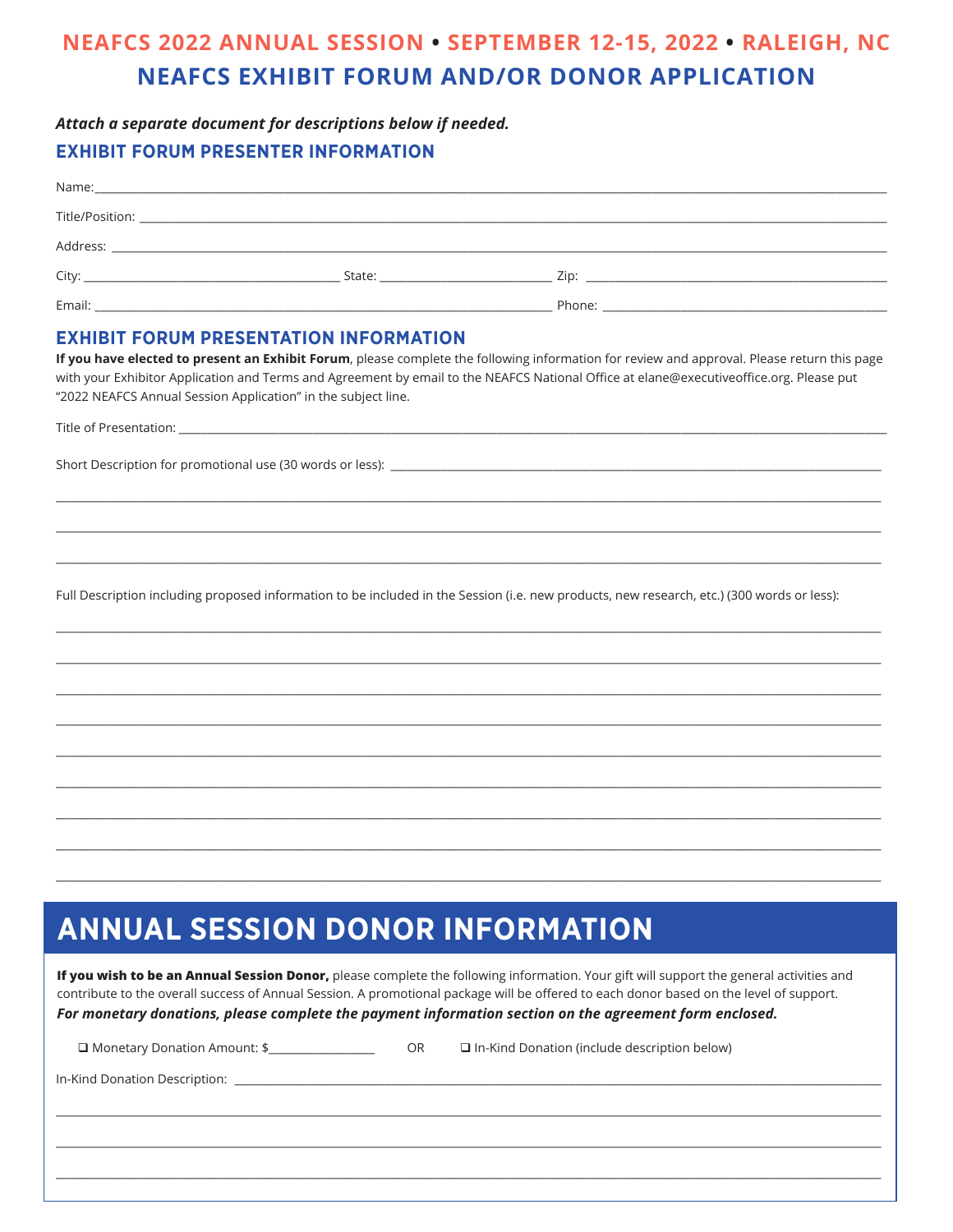# NEAFCS 2022 ANNUAL SESSION • SEPTEMBER 12-15, 2022 • RALEIGH, NC

## NEAFCS EXHIBIT FORUM AND/OR DONOR APPLICATION

***Attach a separate document for descriptions below if needed.***

### EXHIBIT FORUM PRESENTER INFORMATION

Name: ______________________________________________

Title/Position: ______________________________________________

Address: ______________________________________________

City: ____________________ State: ______________ Zip: ____________________

Email: ______________________________ Phone: ____________________

### EXHIBIT FORUM PRESENTATION INFORMATION

**If you have elected to present an Exhibit Forum**, please complete the following information for review and approval. Please return this page with your Exhibitor Application and Terms and Agreement by email to the NEAFCS National Office at elane@executiveoffice.org. Please put "2022 NEAFCS Annual Session Application" in the subject line.

Title of Presentation: ______________________________________________

Short Description for promotional use (30 words or less): ______________________________________________

______________________________________________

______________________________________________

______________________________________________

Full Description including proposed information to be included in the Session (i.e. new products, new research, etc.) (300 words or less):

______________________________________________

______________________________________________

______________________________________________

______________________________________________

______________________________________________

______________________________________________

______________________________________________

______________________________________________

______________________________________________

## ANNUAL SESSION DONOR INFORMATION

**If you wish to be an Annual Session Donor,** please complete the following information. Your gift will support the general activities and contribute to the overall success of Annual Session. A promotional package will be offered to each donor based on the level of support. ***For monetary donations, please complete the payment information section on the agreement form enclosed.***

❑ Monetary Donation Amount: $______________ OR ❑ In-Kind Donation (include description below)

In-Kind Donation Description: ______________________________________________

______________________________________________

______________________________________________

______________________________________________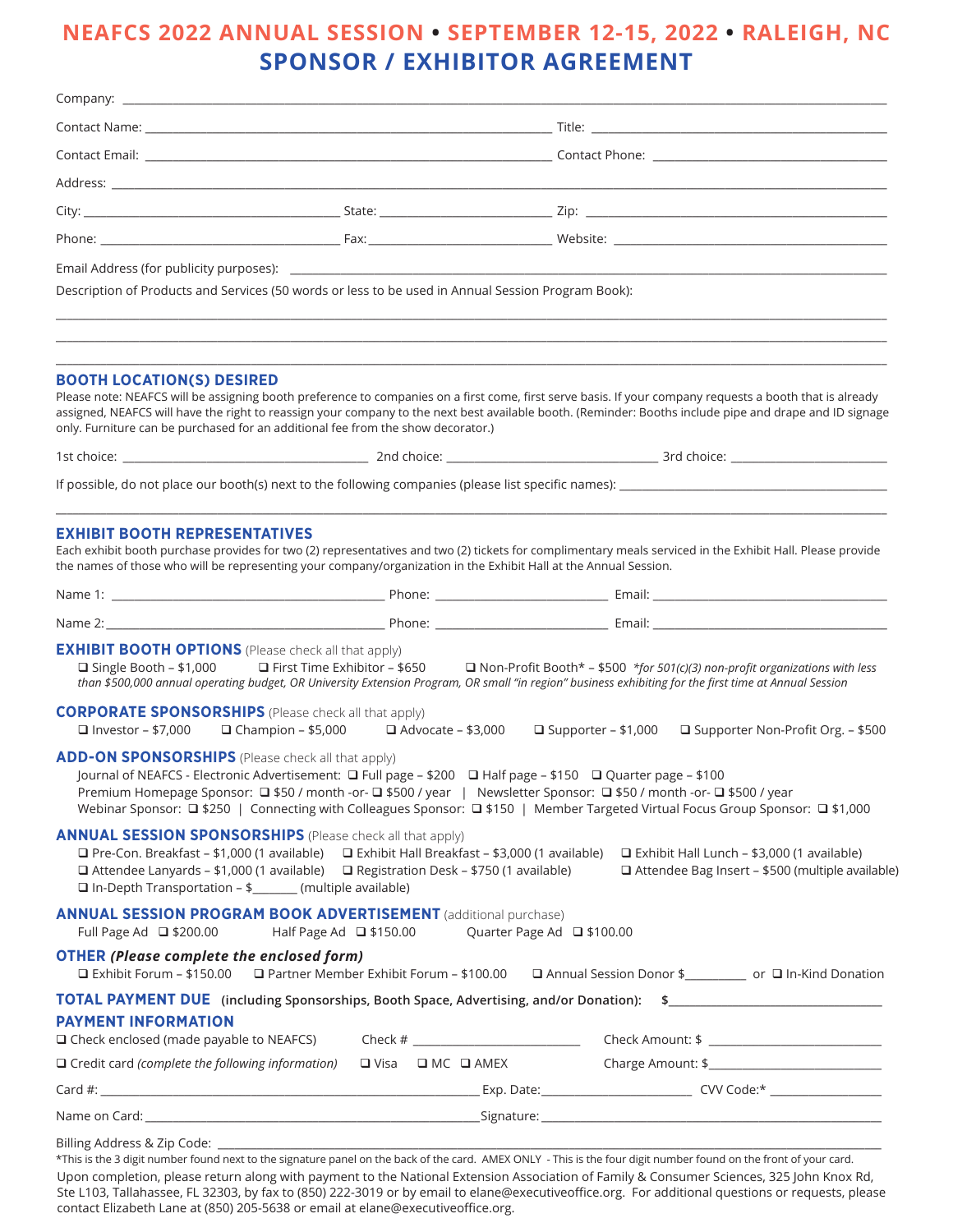# NEAFCS 2022 ANNUAL SESSION • SEPTEMBER 12-15, 2022 • RALEIGH, NC

## SPONSOR / EXHIBITOR AGREEMENT

Company: ____________________________________________

Contact Name: ______________________________ Title: ______________________________

Contact Email: ______________________________ Contact Phone: ______________________________

Address: ____________________________________________

City: ____________________ State: ____________________ Zip: ____________________

Phone: ____________________ Fax: ____________________ Website: ____________________

Email Address (for publicity purposes): ______________________________

Description of Products and Services (50 words or less to be used in Annual Session Program Book):

____________________________________________

____________________________________________

____________________________________________

### BOOTH LOCATION(S) DESIRED

Please note: NEAFCS will be assigning booth preference to companies on a first come, first serve basis. If your company requests a booth that is already assigned, NEAFCS will have the right to reassign your company to the next best available booth. (Reminder: Booths include pipe and drape and ID signage only. Furniture can be purchased for an additional fee from the show decorator.)

1st choice: ____________________ 2nd choice: ____________________ 3rd choice: ____________________

If possible, do not place our booth(s) next to the following companies (please list specific names): ____________________

____________________________________________

### EXHIBIT BOOTH REPRESENTATIVES

Each exhibit booth purchase provides for two (2) representatives and two (2) tickets for complimentary meals serviced in the Exhibit Hall. Please provide the names of those who will be representing your company/organization in the Exhibit Hall at the Annual Session.

Name 1: ____________________ Phone: ____________________ Email: ____________________

Name 2: ____________________ Phone: ____________________ Email: ____________________

### EXHIBIT BOOTH OPTIONS (Please check all that apply)

❑ Single Booth – $1,000  ❑ First Time Exhibitor – $650  ❑ Non-Profit Booth* – $500 *for 501(c)(3) non-profit organizations with less than $500,000 annual operating budget, OR University Extension Program, OR small "in region" business exhibiting for the first time at Annual Session*

### CORPORATE SPONSORSHIPS (Please check all that apply)

❑ Investor – $7,000  ❑ Champion – $5,000  ❑ Advocate – $3,000  ❑ Supporter – $1,000  ❑ Supporter Non-Profit Org. – $500

### ADD-ON SPONSORSHIPS (Please check all that apply)

Journal of NEAFCS - Electronic Advertisement: ❑ Full page – $200  ❑ Half page – $150  ❑ Quarter page – $100

Premium Homepage Sponsor: ❑ $50 / month -or- ❑ $500 / year | Newsletter Sponsor: ❑ $50 / month -or- ❑ $500 / year

Webinar Sponsor: ❑ $250 | Connecting with Colleagues Sponsor: ❑ $150 | Member Targeted Virtual Focus Group Sponsor: ❑ $1,000

### ANNUAL SESSION SPONSORSHIPS (Please check all that apply)

❑ Pre-Con. Breakfast – $1,000 (1 available)  ❑ Exhibit Hall Breakfast – $3,000 (1 available)  ❑ Exhibit Hall Lunch – $3,000 (1 available)

❑ Attendee Lanyards – $1,000 (1 available)  ❑ Registration Desk – $750 (1 available)  ❑ Attendee Bag Insert – $500 (multiple available)

❑ In-Depth Transportation – $_______ (multiple available)

### ANNUAL SESSION PROGRAM BOOK ADVERTISEMENT (additional purchase)

Full Page Ad ❑ $200.00  Half Page Ad ❑ $150.00  Quarter Page Ad ❑ $100.00

### OTHER *(Please complete the enclosed form)*

❑ Exhibit Forum – $150.00  ❑ Partner Member Exhibit Forum – $100.00  ❑ Annual Session Donor $_________ or ❑ In-Kind Donation

### TOTAL PAYMENT DUE (including Sponsorships, Booth Space, Advertising, and/or Donation): $____________________

### PAYMENT INFORMATION

❑ Check enclosed (made payable to NEAFCS)  Check # ____________________  Check Amount: $ ____________________

❑ Credit card *(complete the following information)*  ❑ Visa  ❑ MC  ❑ AMEX  Charge Amount: $____________________

Card #: ____________________ Exp. Date: ____________________ CVV Code:* ____________________

Name on Card: ____________________ Signature: ____________________

Billing Address & Zip Code: ____________________

*This is the 3 digit number found next to the signature panel on the back of the card. AMEX ONLY - This is the four digit number found on the front of your card.

Upon completion, please return along with payment to the National Extension Association of Family & Consumer Sciences, 325 John Knox Rd, Ste L103, Tallahassee, FL 32303, by fax to (850) 222-3019 or by email to elane@executiveoffice.org. For additional questions or requests, please contact Elizabeth Lane at (850) 205-5638 or email at elane@executiveoffice.org.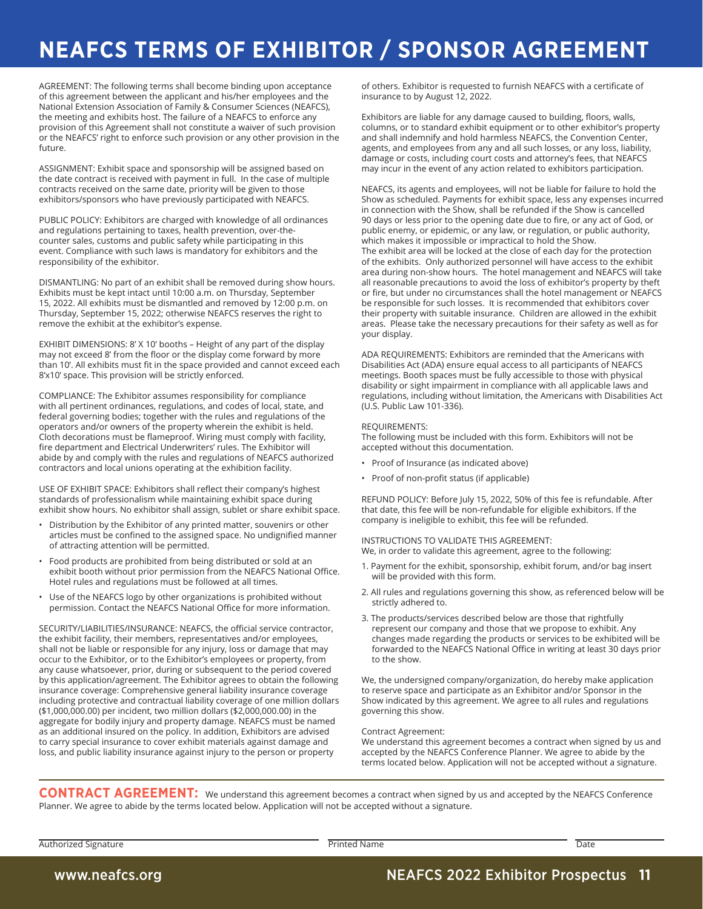# NEAFCS TERMS OF EXHIBITOR / SPONSOR AGREEMENT

AGREEMENT: The following terms shall become binding upon acceptance of this agreement between the applicant and his/her employees and the National Extension Association of Family & Consumer Sciences (NEAFCS), the meeting and exhibits host. The failure of a NEAFCS to enforce any provision of this Agreement shall not constitute a waiver of such provision or the NEAFCS' right to enforce such provision or any other provision in the future.

ASSIGNMENT: Exhibit space and sponsorship will be assigned based on the date contract is received with payment in full. In the case of multiple contracts received on the same date, priority will be given to those exhibitors/sponsors who have previously participated with NEAFCS.

PUBLIC POLICY: Exhibitors are charged with knowledge of all ordinances and regulations pertaining to taxes, health prevention, over-the-counter sales, customs and public safety while participating in this event. Compliance with such laws is mandatory for exhibitors and the responsibility of the exhibitor.

DISMANTLING: No part of an exhibit shall be removed during show hours. Exhibits must be kept intact until 10:00 a.m. on Thursday, September 15, 2022. All exhibits must be dismantled and removed by 12:00 p.m. on Thursday, September 15, 2022; otherwise NEAFCS reserves the right to remove the exhibit at the exhibitor's expense.

EXHIBIT DIMENSIONS: 8' X 10' booths – Height of any part of the display may not exceed 8' from the floor or the display come forward by more than 10'. All exhibits must fit in the space provided and cannot exceed each 8'x10' space. This provision will be strictly enforced.

COMPLIANCE: The Exhibitor assumes responsibility for compliance with all pertinent ordinances, regulations, and codes of local, state, and federal governing bodies; together with the rules and regulations of the operators and/or owners of the property wherein the exhibit is held. Cloth decorations must be flameproof. Wiring must comply with facility, fire department and Electrical Underwriters' rules. The Exhibitor will abide by and comply with the rules and regulations of NEAFCS authorized contractors and local unions operating at the exhibition facility.

USE OF EXHIBIT SPACE: Exhibitors shall reflect their company's highest standards of professionalism while maintaining exhibit space during exhibit show hours. No exhibitor shall assign, sublet or share exhibit space.

- Distribution by the Exhibitor of any printed matter, souvenirs or other articles must be confined to the assigned space. No undignified manner of attracting attention will be permitted.
- Food products are prohibited from being distributed or sold at an exhibit booth without prior permission from the NEAFCS National Office. Hotel rules and regulations must be followed at all times.
- Use of the NEAFCS logo by other organizations is prohibited without permission. Contact the NEAFCS National Office for more information.

SECURITY/LIABILITIES/INSURANCE: NEAFCS, the official service contractor, the exhibit facility, their members, representatives and/or employees, shall not be liable or responsible for any injury, loss or damage that may occur to the Exhibitor, or to the Exhibitor's employees or property, from any cause whatsoever, prior, during or subsequent to the period covered by this application/agreement. The Exhibitor agrees to obtain the following insurance coverage: Comprehensive general liability insurance coverage including protective and contractual liability coverage of one million dollars ($1,000,000.00) per incident, two million dollars ($2,000,000.00) in the aggregate for bodily injury and property damage. NEAFCS must be named as an additional insured on the policy. In addition, Exhibitors are advised to carry special insurance to cover exhibit materials against damage and loss, and public liability insurance against injury to the person or property of others. Exhibitor is requested to furnish NEAFCS with a certificate of insurance to by August 12, 2022.

Exhibitors are liable for any damage caused to building, floors, walls, columns, or to standard exhibit equipment or to other exhibitor's property and shall indemnify and hold harmless NEAFCS, the Convention Center, agents, and employees from any and all such losses, or any loss, liability, damage or costs, including court costs and attorney's fees, that NEAFCS may incur in the event of any action related to exhibitors participation.

NEAFCS, its agents and employees, will not be liable for failure to hold the Show as scheduled. Payments for exhibit space, less any expenses incurred in connection with the Show, shall be refunded if the Show is cancelled 90 days or less prior to the opening date due to fire, or any act of God, or public enemy, or epidemic, or any law, or regulation, or public authority, which makes it impossible or impractical to hold the Show.
The exhibit area will be locked at the close of each day for the protection of the exhibits. Only authorized personnel will have access to the exhibit area during non-show hours. The hotel management and NEAFCS will take all reasonable precautions to avoid the loss of exhibitor's property by theft or fire, but under no circumstances shall the hotel management or NEAFCS be responsible for such losses. It is recommended that exhibitors cover their property with suitable insurance. Children are allowed in the exhibit areas. Please take the necessary precautions for their safety as well as for your display.

ADA REQUIREMENTS: Exhibitors are reminded that the Americans with Disabilities Act (ADA) ensure equal access to all participants of NEAFCS meetings. Booth spaces must be fully accessible to those with physical disability or sight impairment in compliance with all applicable laws and regulations, including without limitation, the Americans with Disabilities Act (U.S. Public Law 101-336).

REQUIREMENTS:
The following must be included with this form. Exhibitors will not be accepted without this documentation.

- Proof of Insurance (as indicated above)
- Proof of non-profit status (if applicable)

REFUND POLICY: Before July 15, 2022, 50% of this fee is refundable. After that date, this fee will be non-refundable for eligible exhibitors. If the company is ineligible to exhibit, this fee will be refunded.

INSTRUCTIONS TO VALIDATE THIS AGREEMENT:
We, in order to validate this agreement, agree to the following:

1. Payment for the exhibit, sponsorship, exhibit forum, and/or bag insert will be provided with this form.
2. All rules and regulations governing this show, as referenced below will be strictly adhered to.
3. The products/services described below are those that rightfully represent our company and those that we propose to exhibit. Any changes made regarding the products or services to be exhibited will be forwarded to the NEAFCS National Office in writing at least 30 days prior to the show.

We, the undersigned company/organization, do hereby make application to reserve space and participate as an Exhibitor and/or Sponsor in the Show indicated by this agreement. We agree to all rules and regulations governing this show.

Contract Agreement:
We understand this agreement becomes a contract when signed by us and accepted by the NEAFCS Conference Planner. We agree to abide by the terms located below. Application will not be accepted without a signature.

**CONTRACT AGREEMENT:** We understand this agreement becomes a contract when signed by us and accepted by the NEAFCS Conference Planner. We agree to abide by the terms located below. Application will not be accepted without a signature.

Authorized Signature _______________ Printed Name _______________ Date _______________